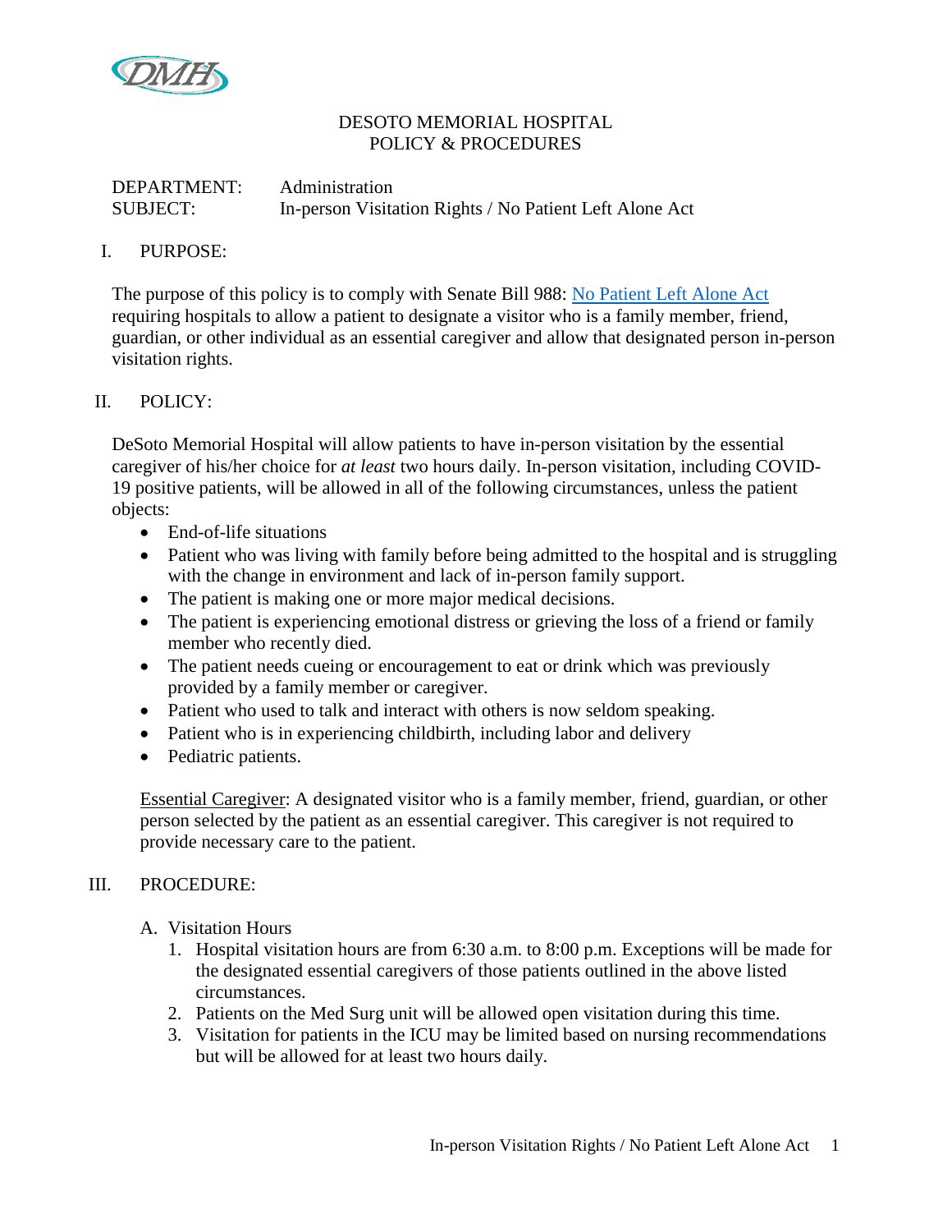DESOTO MEMORIAL HOSPITAL
POLICY & PROCEDURES

DEPARTMENT: Administration
SUBJECT: In-person Visitation Rights / No Patient Left Alone Act

## I. PURPOSE:

The purpose of this policy is to comply with Senate Bill 988: No Patient Left Alone Act requiring hospitals to allow a patient to designate a visitor who is a family member, friend, guardian, or other individual as an essential caregiver and allow that designated person in-person visitation rights.

## II. POLICY:

DeSoto Memorial Hospital will allow patients to have in-person visitation by the essential caregiver of his/her choice for *at least* two hours daily. In-person visitation, including COVID-19 positive patients, will be allowed in all of the following circumstances, unless the patient objects:

- End-of-life situations
- Patient who was living with family before being admitted to the hospital and is struggling with the change in environment and lack of in-person family support.
- The patient is making one or more major medical decisions.
- The patient is experiencing emotional distress or grieving the loss of a friend or family member who recently died.
- The patient needs cueing or encouragement to eat or drink which was previously provided by a family member or caregiver.
- Patient who used to talk and interact with others is now seldom speaking.
- Patient who is in experiencing childbirth, including labor and delivery
- Pediatric patients.

Essential Caregiver: A designated visitor who is a family member, friend, guardian, or other person selected by the patient as an essential caregiver. This caregiver is not required to provide necessary care to the patient.

## III. PROCEDURE:

A. Visitation Hours

1. Hospital visitation hours are from 6:30 a.m. to 8:00 p.m. Exceptions will be made for the designated essential caregivers of those patients outlined in the above listed circumstances.
2. Patients on the Med Surg unit will be allowed open visitation during this time.
3. Visitation for patients in the ICU may be limited based on nursing recommendations but will be allowed for at least two hours daily.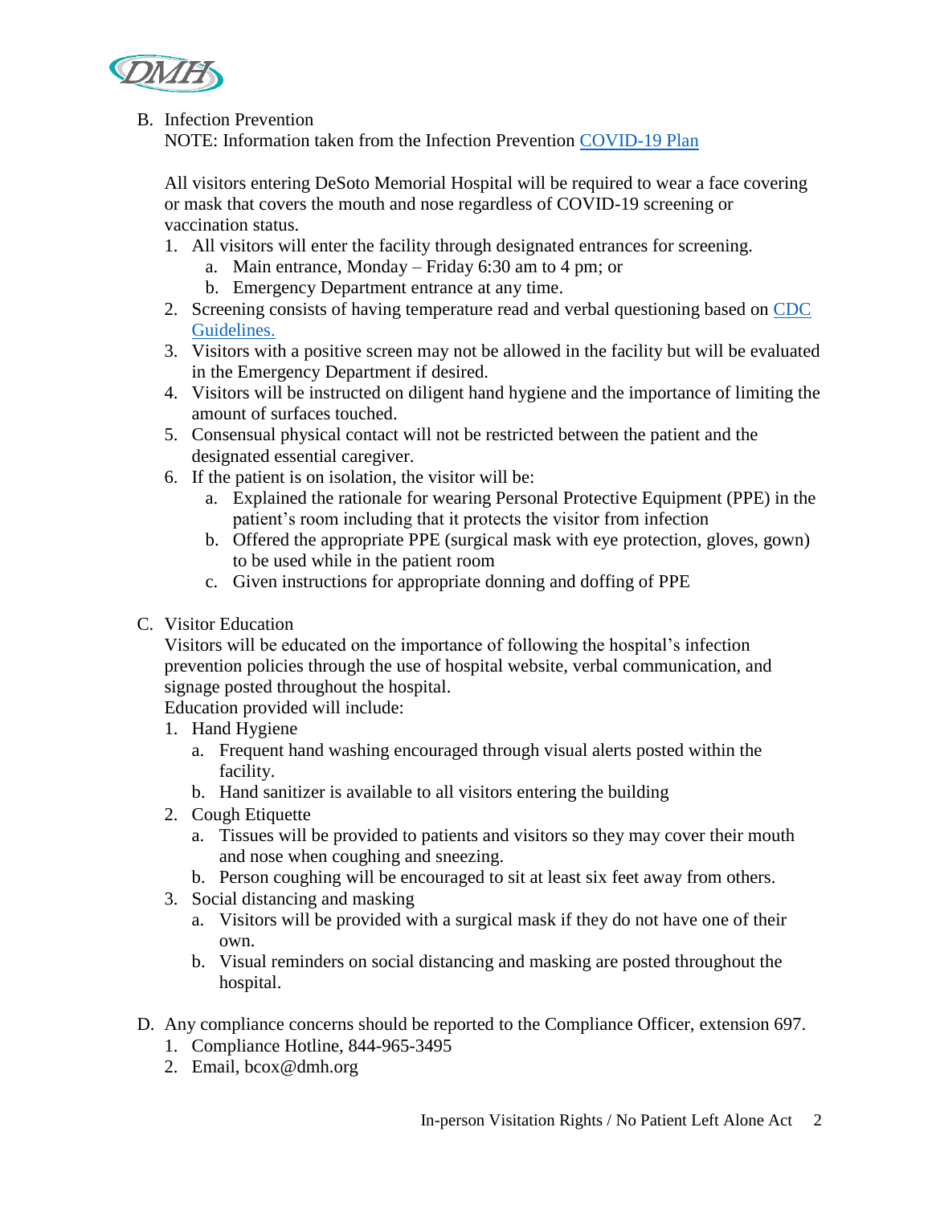B. Infection Prevention

NOTE: Information taken from the Infection Prevention [COVID-19 Plan]

All visitors entering DeSoto Memorial Hospital will be required to wear a face covering or mask that covers the mouth and nose regardless of COVID-19 screening or vaccination status.

1. All visitors will enter the facility through designated entrances for screening.
   a. Main entrance, Monday – Friday 6:30 am to 4 pm; or
   b. Emergency Department entrance at any time.
2. Screening consists of having temperature read and verbal questioning based on [CDC Guidelines.]
3. Visitors with a positive screen may not be allowed in the facility but will be evaluated in the Emergency Department if desired.
4. Visitors will be instructed on diligent hand hygiene and the importance of limiting the amount of surfaces touched.
5. Consensual physical contact will not be restricted between the patient and the designated essential caregiver.
6. If the patient is on isolation, the visitor will be:
   a. Explained the rationale for wearing Personal Protective Equipment (PPE) in the patient's room including that it protects the visitor from infection
   b. Offered the appropriate PPE (surgical mask with eye protection, gloves, gown) to be used while in the patient room
   c. Given instructions for appropriate donning and doffing of PPE

C. Visitor Education

Visitors will be educated on the importance of following the hospital's infection prevention policies through the use of hospital website, verbal communication, and signage posted throughout the hospital.

Education provided will include:

1. Hand Hygiene
   a. Frequent hand washing encouraged through visual alerts posted within the facility.
   b. Hand sanitizer is available to all visitors entering the building
2. Cough Etiquette
   a. Tissues will be provided to patients and visitors so they may cover their mouth and nose when coughing and sneezing.
   b. Person coughing will be encouraged to sit at least six feet away from others.
3. Social distancing and masking
   a. Visitors will be provided with a surgical mask if they do not have one of their own.
   b. Visual reminders on social distancing and masking are posted throughout the hospital.

D. Any compliance concerns should be reported to the Compliance Officer, extension 697.

1. Compliance Hotline, 844-965-3495
2. Email, bcox@dmh.org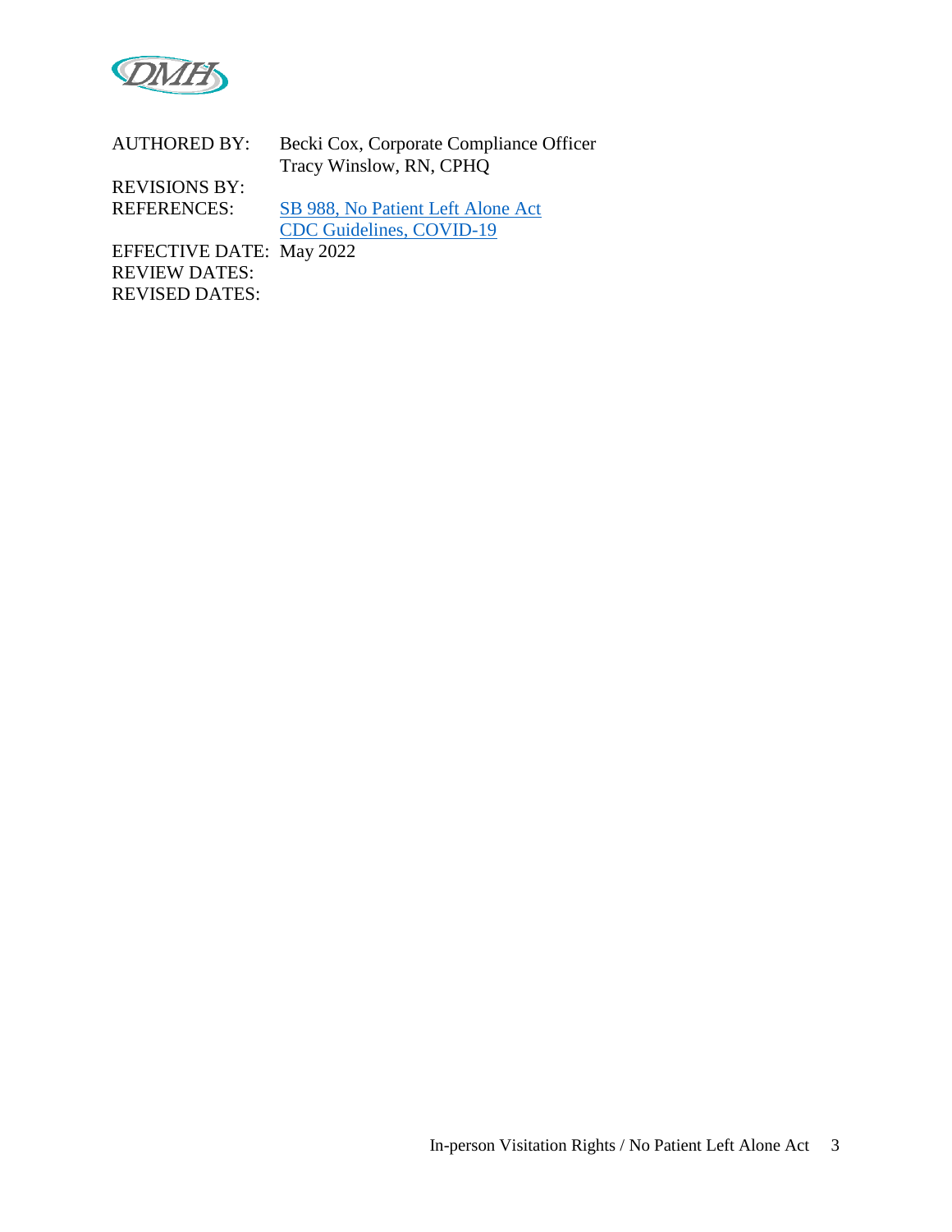| | |
|---|---|
| AUTHORED BY: | Becki Cox, Corporate Compliance Officer<br>Tracy Winslow, RN, CPHQ |
| REVISIONS BY: | |
| REFERENCES: | SB 988, No Patient Left Alone Act<br>CDC Guidelines, COVID-19 |
| EFFECTIVE DATE: | May 2022 |
| REVIEW DATES: | |
| REVISED DATES: | |